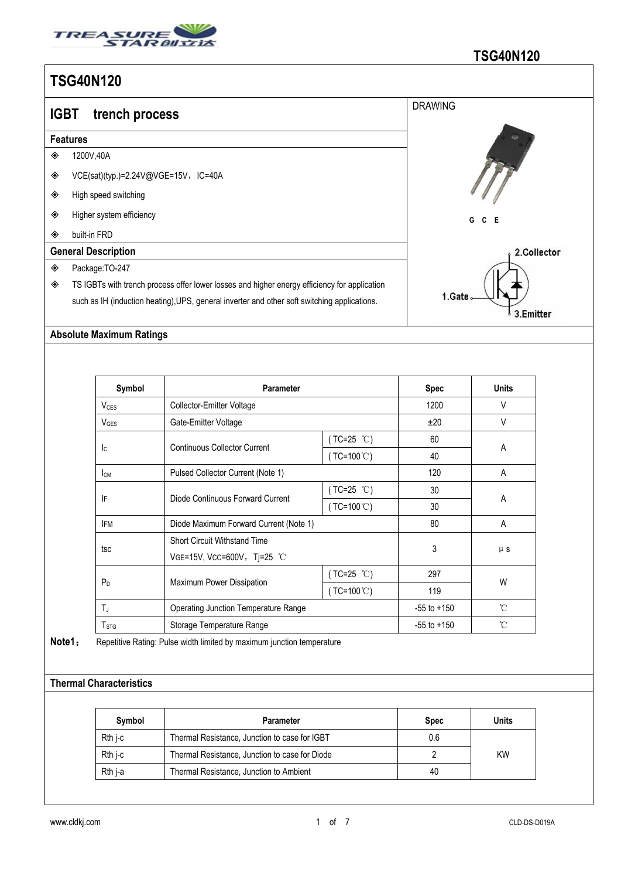# TSG40N120

## IGBT trench process

### Features

- 1200V,40A
- VCE(sat)(typ.)=2.24V@VGE=15V，IC=40A
- High speed switching
- Higher system efficiency
- built-in FRD

### General Description

- Package:TO-247
- TS IGBTs with trench process offer lower losses and higher energy efficiency for application such as IH (induction heating),UPS, general inverter and other soft switching applications.

DRAWING

G C E

1.Gate 2.Collector 3.Emitter

### Absolute Maximum Ratings

| Symbol | Parameter | | Spec | Units |
|---|---|---|---|---|
| $V_{CES}$ | Collector-Emitter Voltage | | 1200 | V |
| $V_{GES}$ | Gate-Emitter Voltage | | ±20 | V |
| $I_C$ | Continuous Collector Current | ( TC=25 ℃) | 60 | A |
| | | ( TC=100℃) | 40 | |
| $I_{CM}$ | Pulsed Collector Current (Note 1) | | 120 | A |
| IF | Diode Continuous Forward Current | ( TC=25 ℃) | 30 | A |
| | | ( TC=100℃) | 30 | |
| IFM | Diode Maximum Forward Current (Note 1) | | 80 | A |
| tsc | Short Circuit Withstand Time VGE=15V, VCC=600V，Tj=25 ℃ | | 3 | μ s |
| $P_D$ | Maximum Power Dissipation | ( TC=25 ℃) | 297 | W |
| | | ( TC=100℃) | 119 | |
| $T_J$ | Operating Junction Temperature Range | | -55 to +150 | ℃ |
| $T_{STG}$ | Storage Temperature Range | | -55 to +150 | ℃ |

**Note1：** Repetitive Rating: Pulse width limited by maximum junction temperature

### Thermal Characteristics

| Symbol | Parameter | Spec | Units |
|---|---|---|---|
| Rth j-c | Thermal Resistance, Junction to case for IGBT | 0.6 | KW |
| Rth j-c | Thermal Resistance, Junction to case for Diode | 2 | |
| Rth j-a | Thermal Resistance, Junction to Ambient | 40 | |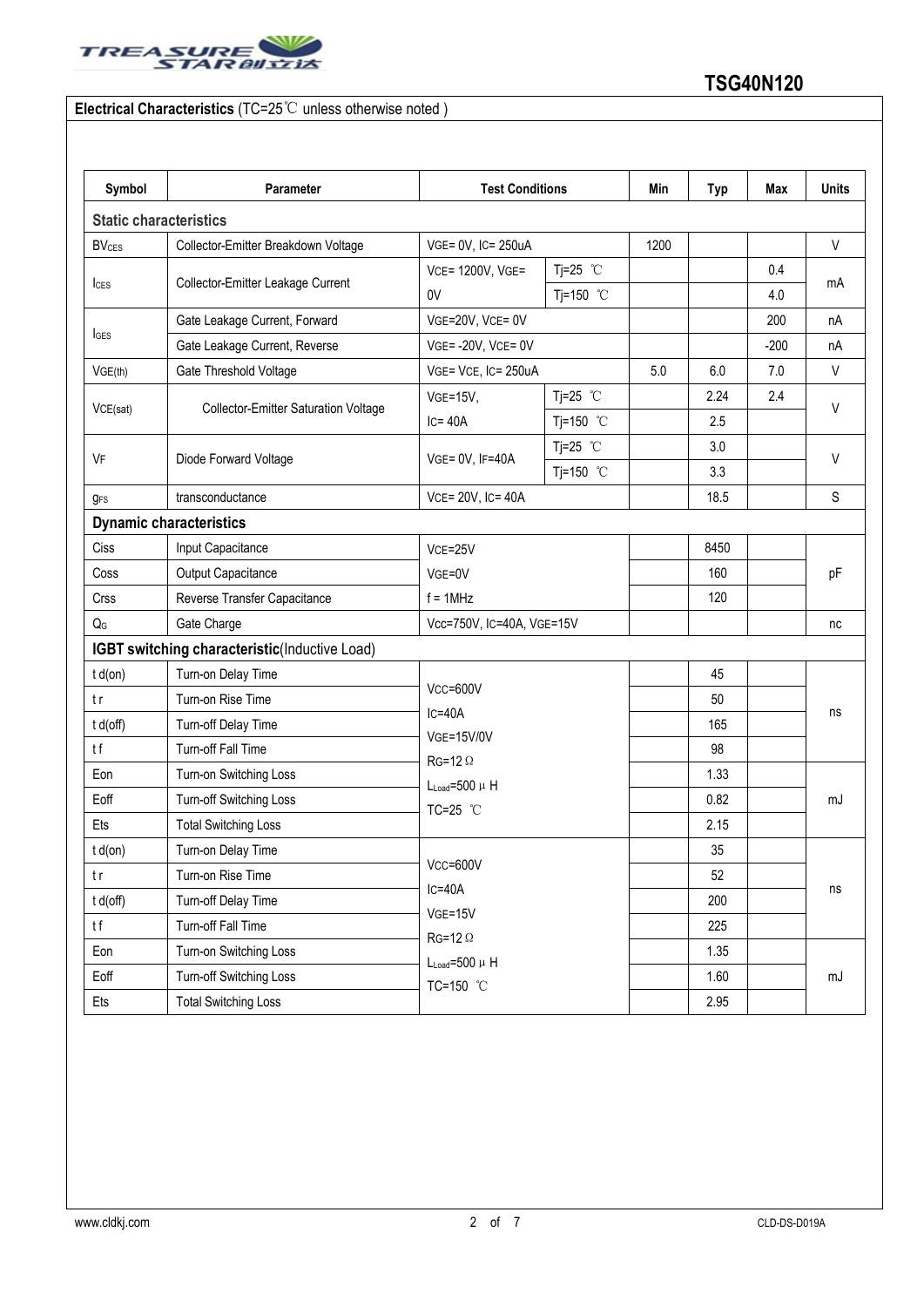**Electrical Characteristics** (TC=25℃ unless otherwise noted )

| Symbol | Parameter | Test Conditions | | Min | Typ | Max | Units |
|---|---|---|---|---|---|---|---|
| **Static characteristics** | | | | | | | |
| $BV_{CES}$ | Collector-Emitter Breakdown Voltage | VGE= 0V, IC= 250uA | | 1200 | | | V |
| $I_{CES}$ | Collector-Emitter Leakage Current | VCE= 1200V, VGE= 0V | Tj=25 ℃ | | | 0.4 | mA |
| | | | Tj=150 ℃ | | | 4.0 | |
| $I_{GES}$ | Gate Leakage Current, Forward | VGE=20V, VCE= 0V | | | | 200 | nA |
| | Gate Leakage Current, Reverse | VGE= -20V, VCE= 0V | | | | -200 | nA |
| $V_{GE(th)}$ | Gate Threshold Voltage | VGE= VCE, IC= 250uA | | 5.0 | 6.0 | 7.0 | V |
| $V_{CE(sat)}$ | Collector-Emitter Saturation Voltage | VGE=15V, IC= 40A | Tj=25 ℃ | | 2.24 | 2.4 | V |
| | | | Tj=150 ℃ | | 2.5 | | |
| $V_F$ | Diode Forward Voltage | VGE= 0V, IF=40A | Tj=25 ℃ | | 3.0 | | V |
| | | | Tj=150 ℃ | | 3.3 | | |
| $g_{FS}$ | transconductance | VCE= 20V, IC= 40A | | | 18.5 | | S |
| **Dynamic characteristics** | | | | | | | |
| Ciss | Input Capacitance | VCE=25V VGE=0V f = 1MHz | | | 8450 | | pF |
| Coss | Output Capacitance | | | | 160 | | |
| Crss | Reverse Transfer Capacitance | | | | 120 | | |
| $Q_G$ | Gate Charge | Vcc=750V, IC=40A, VGE=15V | | | | | nc |
| **IGBT switching characteristic**(Inductive Load) | | | | | | | |
| t d(on) | Turn-on Delay Time | VCC=600V IC=40A VGE=15V/0V RG=12Ω $L_{Load}$=500 μH TC=25 ℃ | | | 45 | | ns |
| t r | Turn-on Rise Time | | | | 50 | | |
| t d(off) | Turn-off Delay Time | | | | 165 | | |
| t f | Turn-off Fall Time | | | | 98 | | |
| Eon | Turn-on Switching Loss | | | | 1.33 | | mJ |
| Eoff | Turn-off Switching Loss | | | | 0.82 | | |
| Ets | Total Switching Loss | | | | 2.15 | | |
| t d(on) | Turn-on Delay Time | VCC=600V IC=40A VGE=15V RG=12Ω $L_{Load}$=500 μH TC=150 ℃ | | | 35 | | ns |
| t r | Turn-on Rise Time | | | | 52 | | |
| t d(off) | Turn-off Delay Time | | | | 200 | | |
| t f | Turn-off Fall Time | | | | 225 | | |
| Eon | Turn-on Switching Loss | | | | 1.35 | | mJ |
| Eoff | Turn-off Switching Loss | | | | 1.60 | | |
| Ets | Total Switching Loss | | | | 2.95 | | |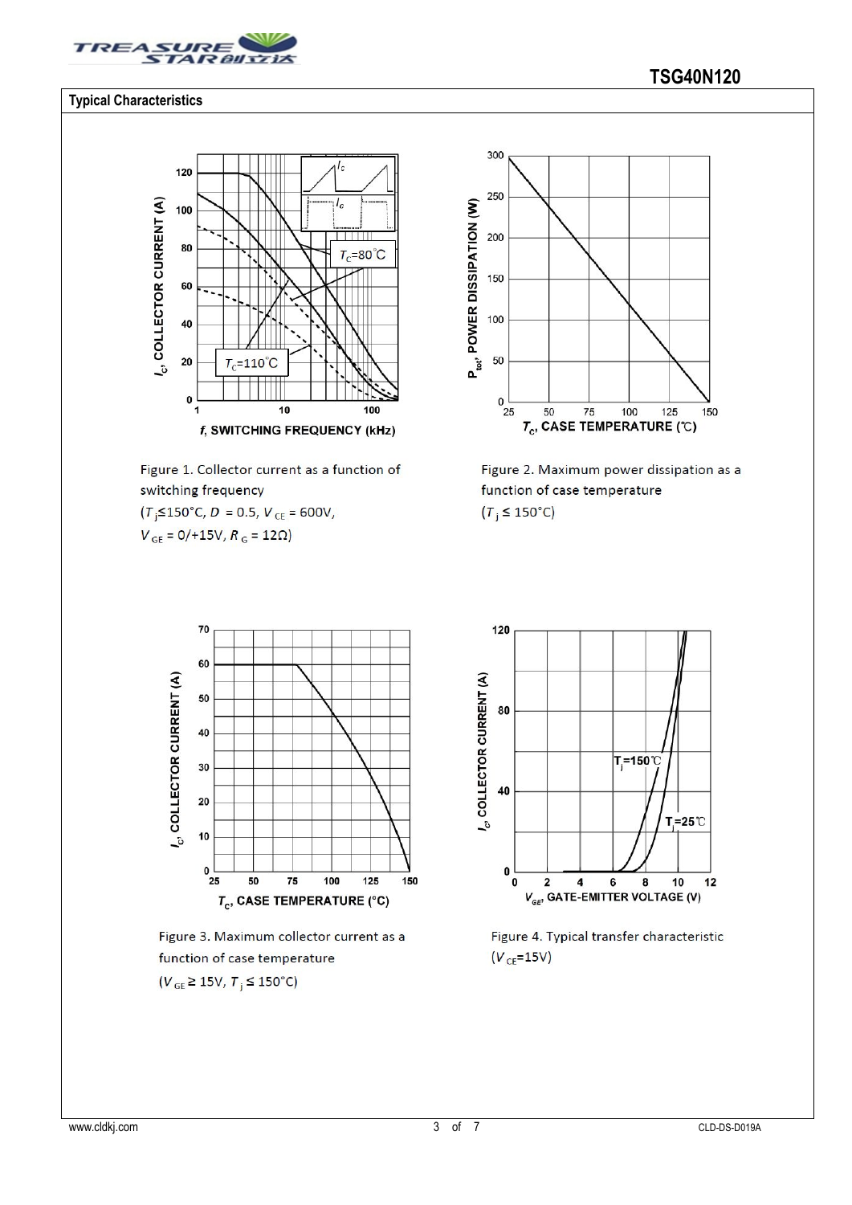**TSG40N120**

## Typical Characteristics

Figure 1. Collector current as a function of switching frequency
($T_j$≤150°C, $D$ = 0.5, $V_{CE}$ = 600V, $V_{GE}$ = 0/+15V, $R_G$ = 12Ω)

Figure 2. Maximum power dissipation as a function of case temperature
($T_j$ ≤ 150°C)

Figure 3. Maximum collector current as a function of case temperature
($V_{GE}$ ≥ 15V, $T_j$ ≤ 150°C)

Figure 4. Typical transfer characteristic
($V_{CE}$=15V)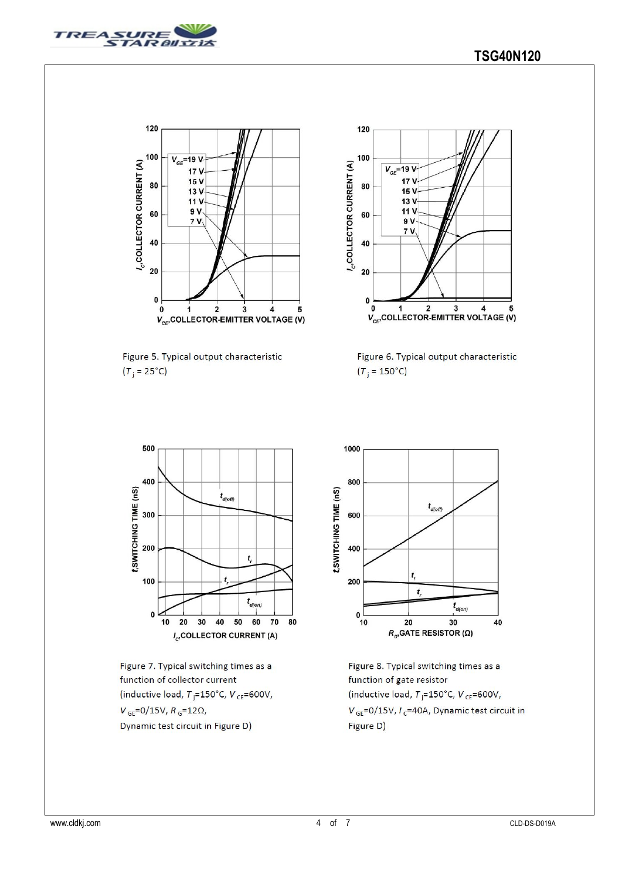Figure 5. Typical output characteristic ($T_j$ = 25°C)

Figure 6. Typical output characteristic ($T_j$ = 150°C)

Figure 7. Typical switching times as a function of collector current (inductive load, $T_j$=150°C, $V_{CE}$=600V, $V_{GE}$=0/15V, $R_G$=12Ω, Dynamic test circuit in Figure D)

Figure 8. Typical switching times as a function of gate resistor (inductive load, $T_j$=150°C, $V_{CE}$=600V, $V_{GE}$=0/15V, $I_C$=40A, Dynamic test circuit in Figure D)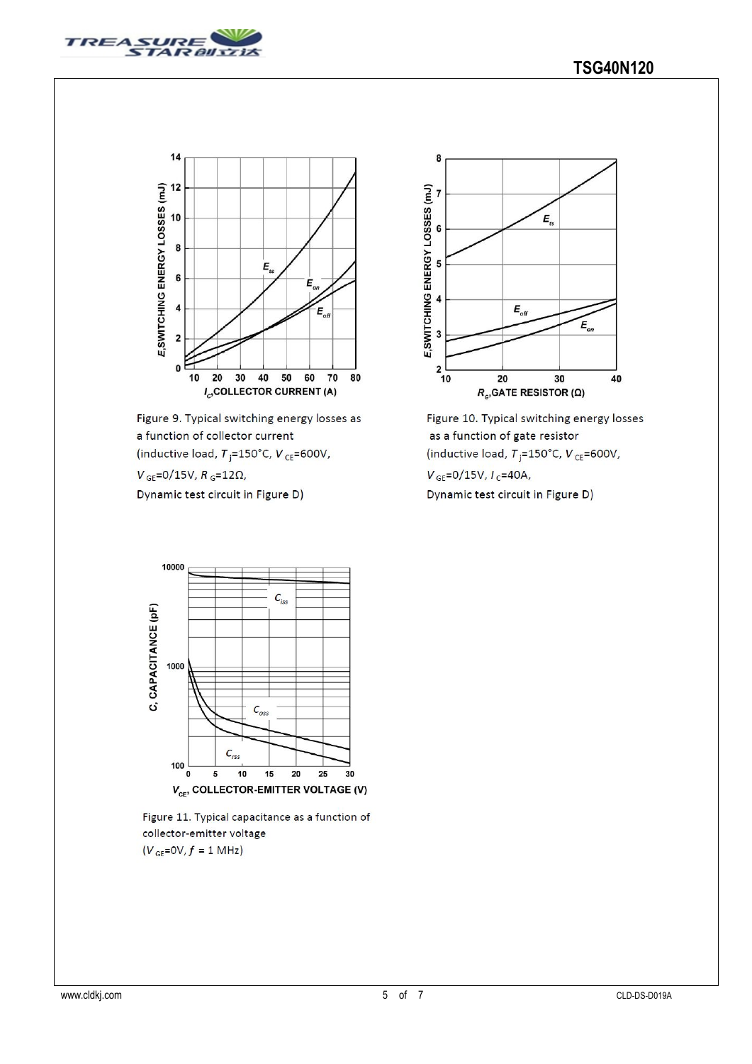Figure 9. Typical switching energy losses as a function of collector current (inductive load, $T_j$=150°C, $V_{CE}$=600V, $V_{GE}$=0/15V, $R_G$=12Ω, Dynamic test circuit in Figure D)

Figure 10. Typical switching energy losses as a function of gate resistor (inductive load, $T_j$=150°C, $V_{CE}$=600V, $V_{GE}$=0/15V, $I_C$=40A, Dynamic test circuit in Figure D)

Figure 11. Typical capacitance as a function of collector-emitter voltage ($V_{GE}$=0V, $f$ = 1 MHz)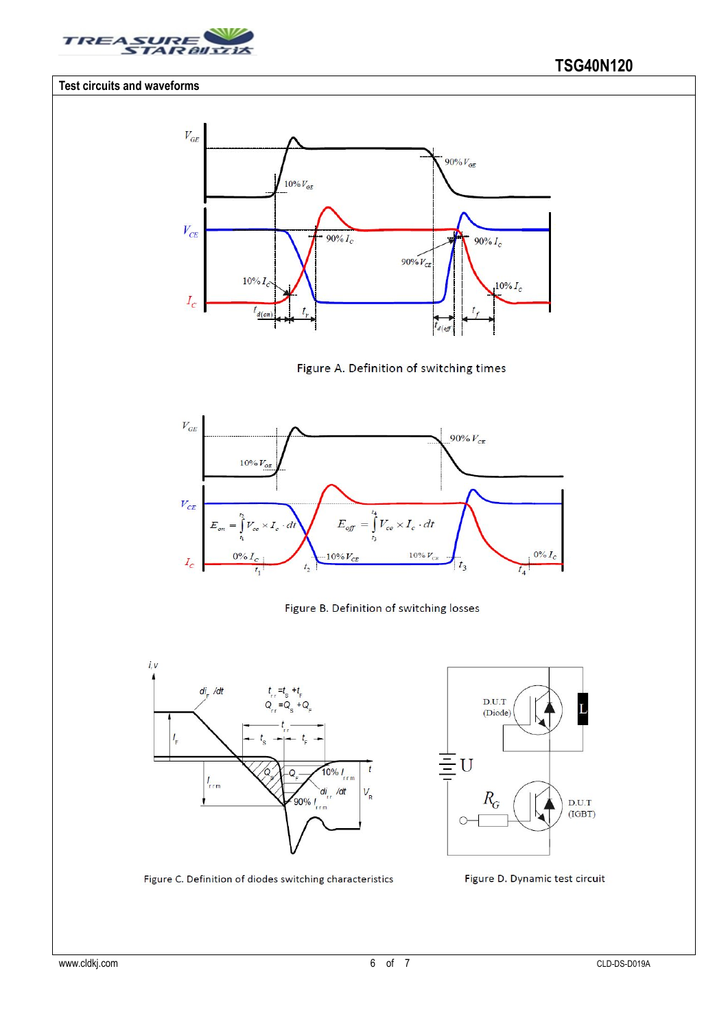## Test circuits and waveforms

Figure A. Definition of switching times

Figure B. Definition of switching losses

Figure C. Definition of diodes switching characteristics

Figure D. Dynamic test circuit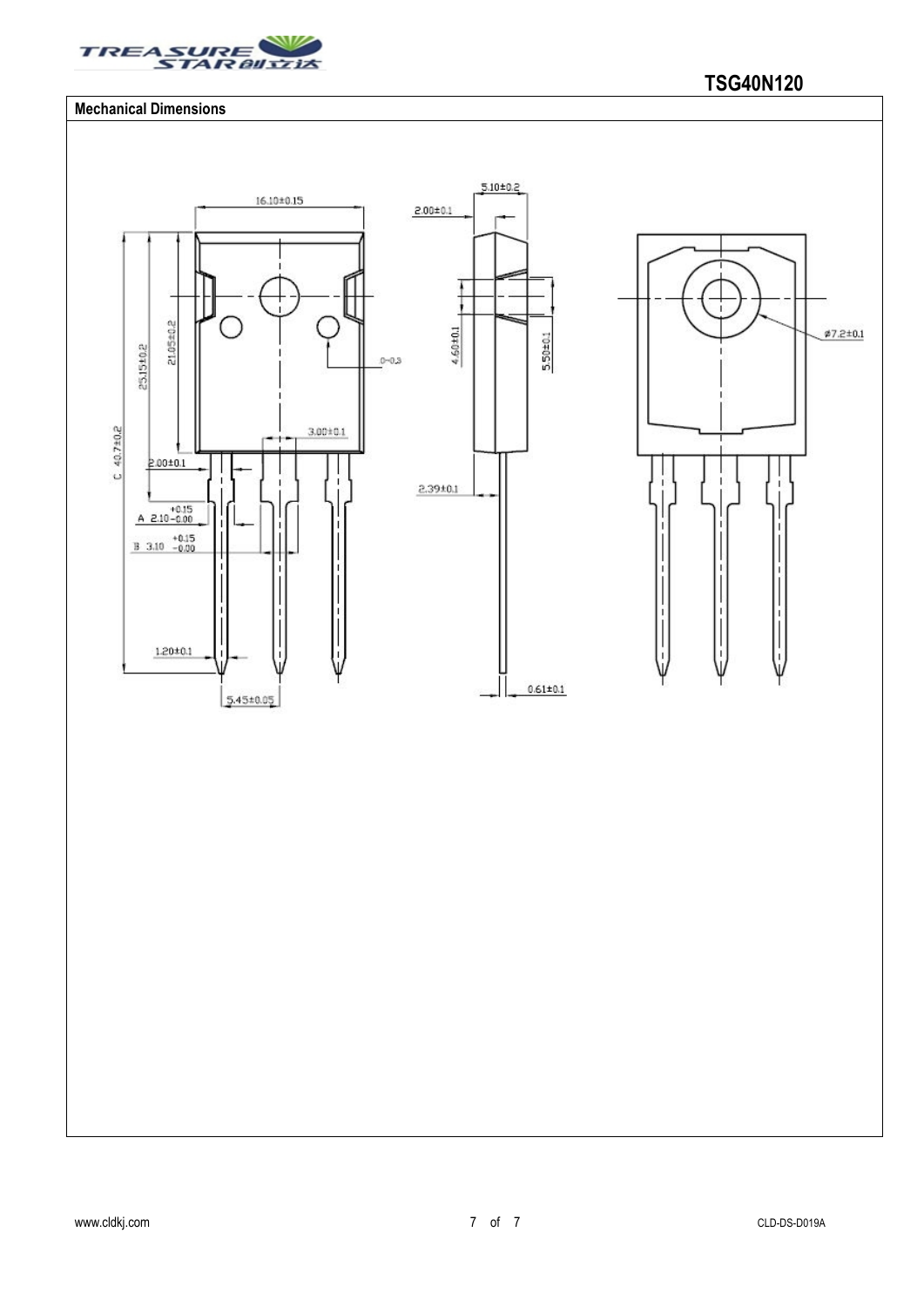## Mechanical Dimensions

16.10±0.15

5.10±0.2

2.00±0.1

21.05±0.2

25.15±0.2

C 40.7±0.2

0~0.3

3.00±0.1

2.00±0.1

A 2.10 +0.15 −0.00

B 3.10 +0.15 −0.00

1.20±0.1

5.45±0.05

4.60±0.1

5.50±0.1

2.39±0.1

0.61±0.1

ø7.2±0.1